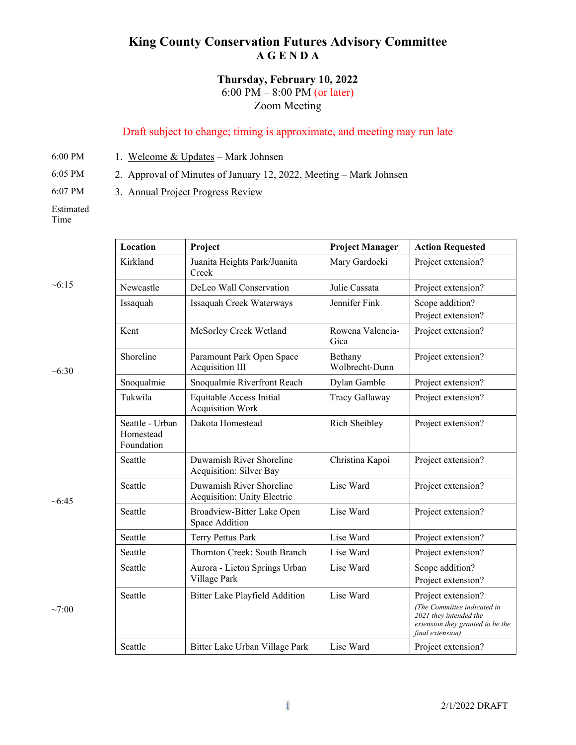# King County Conservation Futures Advisory Committee
## A G E N D A

**Thursday, February 10, 2022**
6:00 PM – 8:00 PM (or later)
Zoom Meeting

Draft subject to change; timing is approximate, and meeting may run late

6:00 PM 1. Welcome & Updates – Mark Johnsen

6:05 PM 2. Approval of Minutes of January 12, 2022, Meeting – Mark Johnsen

6:07 PM 3. Annual Project Progress Review

| Estimated Time | Location | Project | Project Manager | Action Requested |
|---|---|---|---|---|
| | Kirkland | Juanita Heights Park/Juanita Creek | Mary Gardocki | Project extension? |
| ~6:15 | Newcastle | DeLeo Wall Conservation | Julie Cassata | Project extension? |
| | Issaquah | Issaquah Creek Waterways | Jennifer Fink | Scope addition? Project extension? |
| | Kent | McSorley Creek Wetland | Rowena Valencia-Gica | Project extension? |
| ~6:30 | Shoreline | Paramount Park Open Space Acquisition III | Bethany Wolbrecht-Dunn | Project extension? |
| | Snoqualmie | Snoqualmie Riverfront Reach | Dylan Gamble | Project extension? |
| | Tukwila | Equitable Access Initial Acquisition Work | Tracy Gallaway | Project extension? |
| | Seattle - Urban Homestead Foundation | Dakota Homestead | Rich Sheibley | Project extension? |
| | Seattle | Duwamish River Shoreline Acquisition: Silver Bay | Christina Kapoi | Project extension? |
| ~6:45 | Seattle | Duwamish River Shoreline Acquisition: Unity Electric | Lise Ward | Project extension? |
| | Seattle | Broadview-Bitter Lake Open Space Addition | Lise Ward | Project extension? |
| | Seattle | Terry Pettus Park | Lise Ward | Project extension? |
| | Seattle | Thornton Creek: South Branch | Lise Ward | Project extension? |
| | Seattle | Aurora - Licton Springs Urban Village Park | Lise Ward | Scope addition? Project extension? |
| ~7:00 | Seattle | Bitter Lake Playfield Addition | Lise Ward | Project extension? *(The Committee indicated in 2021 they intended the extension they granted to be the final extension)* |
| | Seattle | Bitter Lake Urban Village Park | Lise Ward | Project extension? |

2/1/2022 DRAFT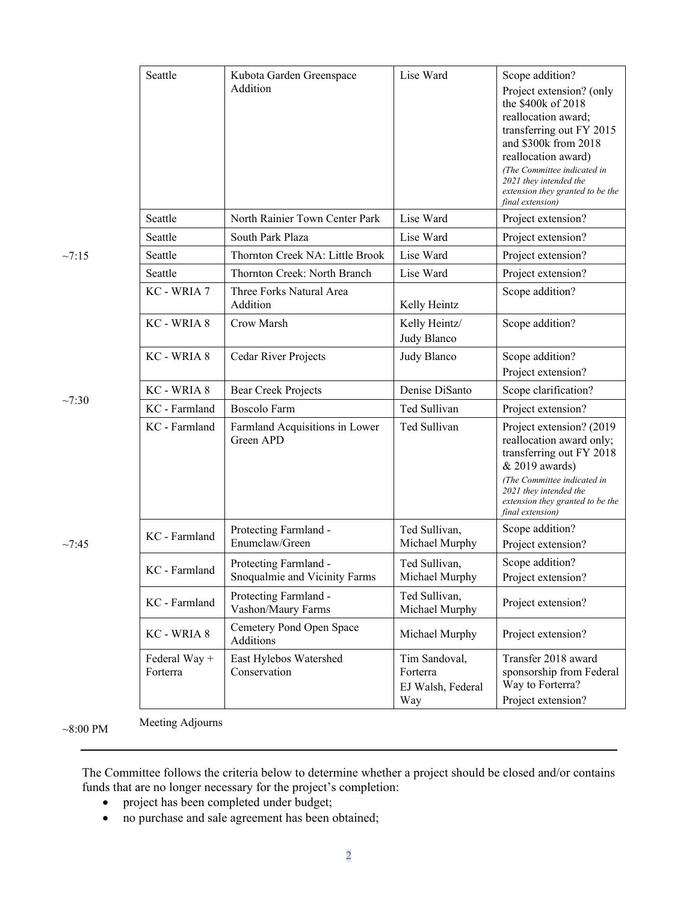| | | | | |
|---|---|---|---|---|
| | Seattle | Kubota Garden Greenspace Addition | Lise Ward | Scope addition?<br>Project extension? (only the $400k of 2018 reallocation award; transferring out FY 2015 and $300k from 2018 reallocation award)<br>*(The Committee indicated in 2021 they intended the extension they granted to be the final extension)* |
| | Seattle | North Rainier Town Center Park | Lise Ward | Project extension? |
| | Seattle | South Park Plaza | Lise Ward | Project extension? |
| ~7:15 | Seattle | Thornton Creek NA: Little Brook | Lise Ward | Project extension? |
| | Seattle | Thornton Creek: North Branch | Lise Ward | Project extension? |
| | KC - WRIA 7 | Three Forks Natural Area Addition | Kelly Heintz | Scope addition? |
| | KC - WRIA 8 | Crow Marsh | Kelly Heintz/<br>Judy Blanco | Scope addition? |
| | KC - WRIA 8 | Cedar River Projects | Judy Blanco | Scope addition?<br>Project extension? |
| ~7:30 | KC - WRIA 8 | Bear Creek Projects | Denise DiSanto | Scope clarification? |
| | KC - Farmland | Boscolo Farm | Ted Sullivan | Project extension? |
| | KC - Farmland | Farmland Acquisitions in Lower Green APD | Ted Sullivan | Project extension? (2019 reallocation award only; transferring out FY 2018 & 2019 awards)<br>*(The Committee indicated in 2021 they intended the extension they granted to be the final extension)* |
| ~7:45 | KC - Farmland | Protecting Farmland - Enumclaw/Green | Ted Sullivan, Michael Murphy | Scope addition?<br>Project extension? |
| | KC - Farmland | Protecting Farmland - Snoqualmie and Vicinity Farms | Ted Sullivan, Michael Murphy | Scope addition?<br>Project extension? |
| | KC - Farmland | Protecting Farmland - Vashon/Maury Farms | Ted Sullivan, Michael Murphy | Project extension? |
| | KC - WRIA 8 | Cemetery Pond Open Space Additions | Michael Murphy | Project extension? |
| | Federal Way + Forterra | East Hylebos Watershed Conservation | Tim Sandoval, Forterra<br>EJ Walsh, Federal Way | Transfer 2018 award sponsorship from Federal Way to Forterra?<br>Project extension? |

~8:00 PM Meeting Adjourns

---

The Committee follows the criteria below to determine whether a project should be closed and/or contains funds that are no longer necessary for the project's completion:

- project has been completed under budget;
- no purchase and sale agreement has been obtained;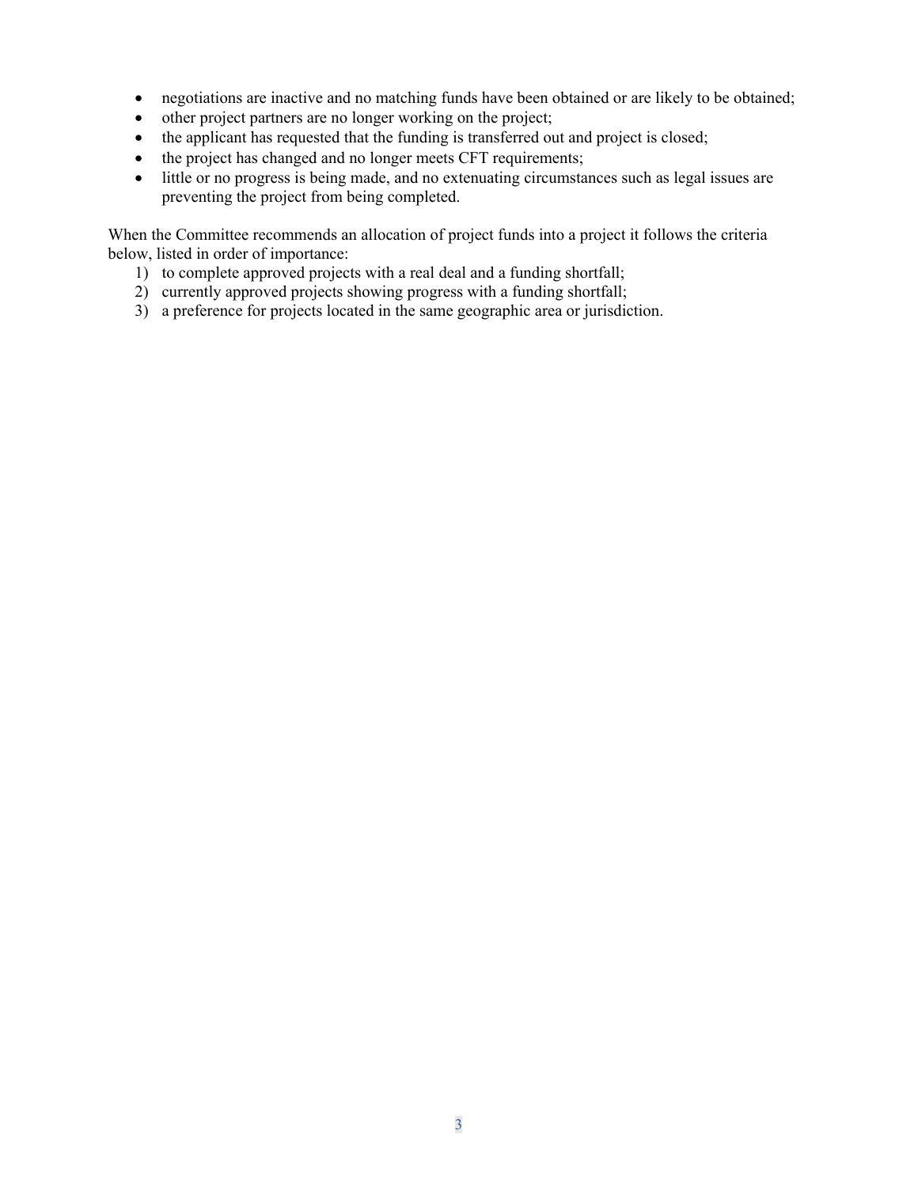- negotiations are inactive and no matching funds have been obtained or are likely to be obtained;
- other project partners are no longer working on the project;
- the applicant has requested that the funding is transferred out and project is closed;
- the project has changed and no longer meets CFT requirements;
- little or no progress is being made, and no extenuating circumstances such as legal issues are preventing the project from being completed.

When the Committee recommends an allocation of project funds into a project it follows the criteria below, listed in order of importance:

1) to complete approved projects with a real deal and a funding shortfall;
2) currently approved projects showing progress with a funding shortfall;
3) a preference for projects located in the same geographic area or jurisdiction.